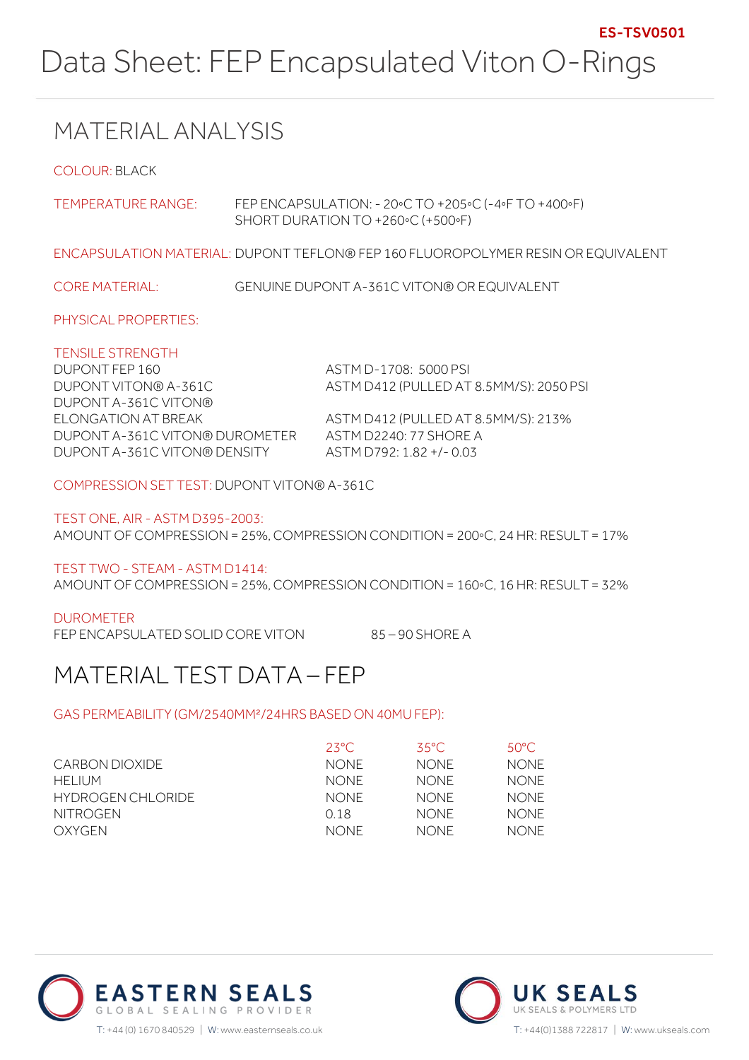ES-TSV0501

# Data Sheet: FEP Encapsulated Viton O-Rings

## MATERIAL ANALYSIS

COLOUR: BLACK

TEMPERATURE RANGE: FEP ENCAPSULATION: - 20◦C TO +205◦C (-4◦F TO +400◦F)
SHORT DURATION TO +260◦C (+500◦F)

ENCAPSULATION MATERIAL: DUPONT TEFLON® FEP 160 FLUOROPOLYMER RESIN OR EQUIVALENT

CORE MATERIAL: GENUINE DUPONT A-361C VITON® OR EQUIVALENT

PHYSICAL PROPERTIES:

TENSILE STRENGTH

| | |
|---|---|
| DUPONT FEP 160 | ASTM D-1708: 5000 PSI |
| DUPONT VITON® A-361C | ASTM D412 (PULLED AT 8.5MM/S): 2050 PSI |
| DUPONT A-361C VITON® ELONGATION AT BREAK | ASTM D412 (PULLED AT 8.5MM/S): 213% |
| DUPONT A-361C VITON® DUROMETER | ASTM D2240: 77 SHORE A |
| DUPONT A-361C VITON® DENSITY | ASTM D792: 1.82 +/- 0.03 |

COMPRESSION SET TEST: DUPONT VITON® A-361C

TEST ONE, AIR - ASTM D395-2003:
AMOUNT OF COMPRESSION = 25%, COMPRESSION CONDITION = 200◦C, 24 HR: RESULT = 17%

TEST TWO - STEAM - ASTM D1414:
AMOUNT OF COMPRESSION = 25%, COMPRESSION CONDITION = 160◦C, 16 HR: RESULT = 32%

DUROMETER
FEP ENCAPSULATED SOLID CORE VITON 85 – 90 SHORE A

## MATERIAL TEST DATA – FEP

GAS PERMEABILITY (GM/2540MM²/24HRS BASED ON 40MU FEP):

| | 23°C | 35°C | 50°C |
|---|---|---|---|
| CARBON DIOXIDE | NONE | NONE | NONE |
| HELIUM | NONE | NONE | NONE |
| HYDROGEN CHLORIDE | NONE | NONE | NONE |
| NITROGEN | 0.18 | NONE | NONE |
| OXYGEN | NONE | NONE | NONE |

EASTERN SEALS
GLOBAL SEALING PROVIDER
T: +44 (0) 1670 840529 | W: www.easternseals.co.uk

UK SEALS
UK SEALS & POLYMERS LTD
T: +44(0)1388 722817 | W: www.ukseals.com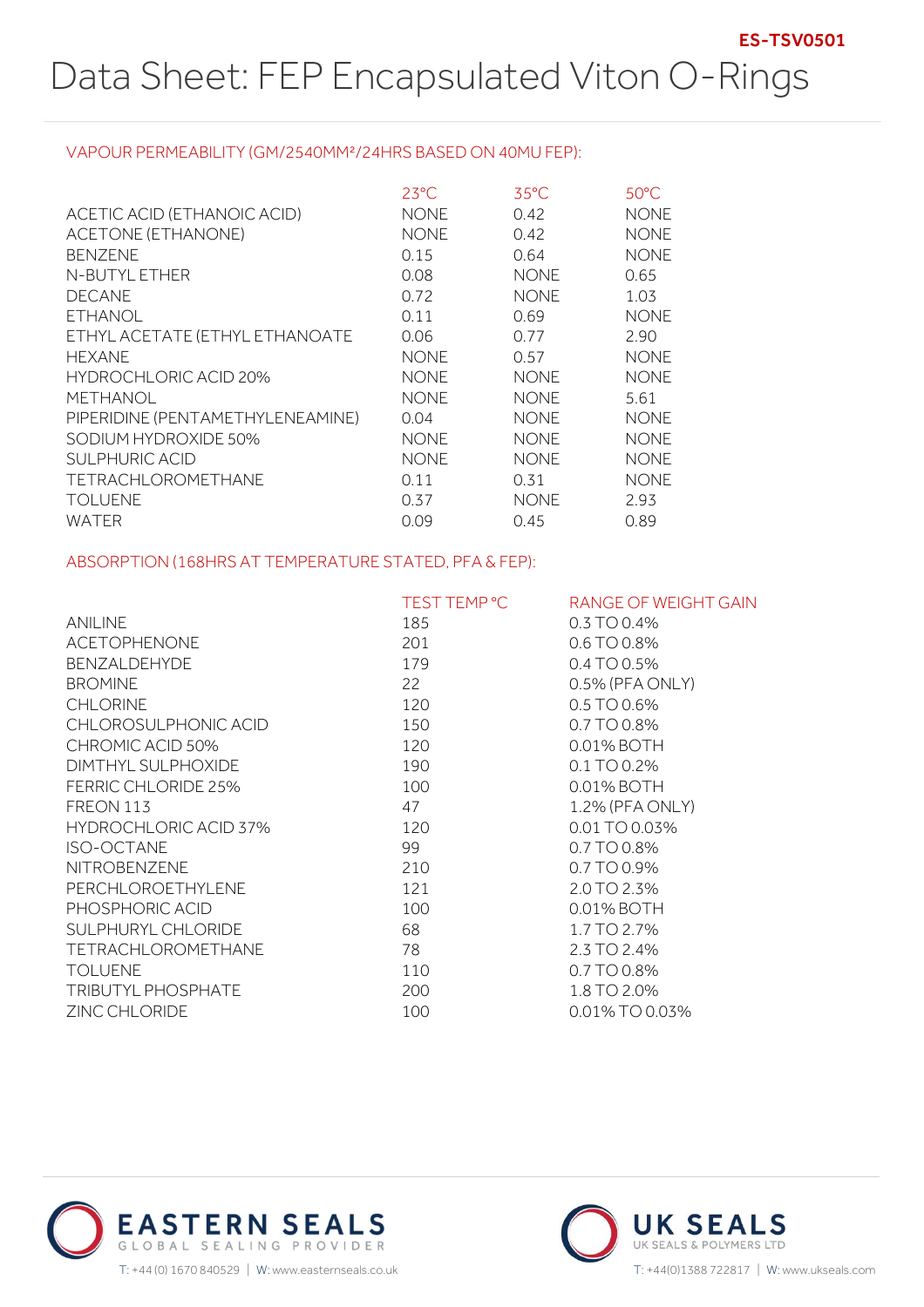ES-TSV0501

# Data Sheet: FEP Encapsulated Viton O-Rings

## VAPOUR PERMEABILITY (GM/2540MM²/24HRS BASED ON 40MU FEP):

| | 23°C | 35°C | 50°C |
|---|---|---|---|
| ACETIC ACID (ETHANOIC ACID) | NONE | 0.42 | NONE |
| ACETONE (ETHANONE) | NONE | 0.42 | NONE |
| BENZENE | 0.15 | 0.64 | NONE |
| N-BUTYL ETHER | 0.08 | NONE | 0.65 |
| DECANE | 0.72 | NONE | 1.03 |
| ETHANOL | 0.11 | 0.69 | NONE |
| ETHYL ACETATE (ETHYL ETHANOATE | 0.06 | 0.77 | 2.90 |
| HEXANE | NONE | 0.57 | NONE |
| HYDROCHLORIC ACID 20% | NONE | NONE | NONE |
| METHANOL | NONE | NONE | 5.61 |
| PIPERIDINE (PENTAMETHYLENEAMINE) | 0.04 | NONE | NONE |
| SODIUM HYDROXIDE 50% | NONE | NONE | NONE |
| SULPHURIC ACID | NONE | NONE | NONE |
| TETRACHLOROMETHANE | 0.11 | 0.31 | NONE |
| TOLUENE | 0.37 | NONE | 2.93 |
| WATER | 0.09 | 0.45 | 0.89 |

## ABSORPTION (168HRS AT TEMPERATURE STATED, PFA & FEP):

| | TEST TEMP °C | RANGE OF WEIGHT GAIN |
|---|---|---|
| ANILINE | 185 | 0.3 TO 0.4% |
| ACETOPHENONE | 201 | 0.6 TO 0.8% |
| BENZALDEHYDE | 179 | 0.4 TO 0.5% |
| BROMINE | 22 | 0.5% (PFA ONLY) |
| CHLORINE | 120 | 0.5 TO 0.6% |
| CHLOROSULPHONIC ACID | 150 | 0.7 TO 0.8% |
| CHROMIC ACID 50% | 120 | 0.01% BOTH |
| DIMTHYL SULPHOXIDE | 190 | 0.1 TO 0.2% |
| FERRIC CHLORIDE 25% | 100 | 0.01% BOTH |
| FREON 113 | 47 | 1.2% (PFA ONLY) |
| HYDROCHLORIC ACID 37% | 120 | 0.01 TO 0.03% |
| ISO-OCTANE | 99 | 0.7 TO 0.8% |
| NITROBENZENE | 210 | 0.7 TO 0.9% |
| PERCHLOROETHYLENE | 121 | 2.0 TO 2.3% |
| PHOSPHORIC ACID | 100 | 0.01% BOTH |
| SULPHURYL CHLORIDE | 68 | 1.7 TO 2.7% |
| TETRACHLOROMETHANE | 78 | 2.3 TO 2.4% |
| TOLUENE | 110 | 0.7 TO 0.8% |
| TRIBUTYL PHOSPHATE | 200 | 1.8 TO 2.0% |
| ZINC CHLORIDE | 100 | 0.01% TO 0.03% |

EASTERN SEALS — GLOBAL SEALING PROVIDER
T: +44 (0) 1670 840529 | W: www.easternseals.co.uk

UK SEALS — UK SEALS & POLYMERS LTD
T: +44(0)1388 722817 | W: www.ukseals.com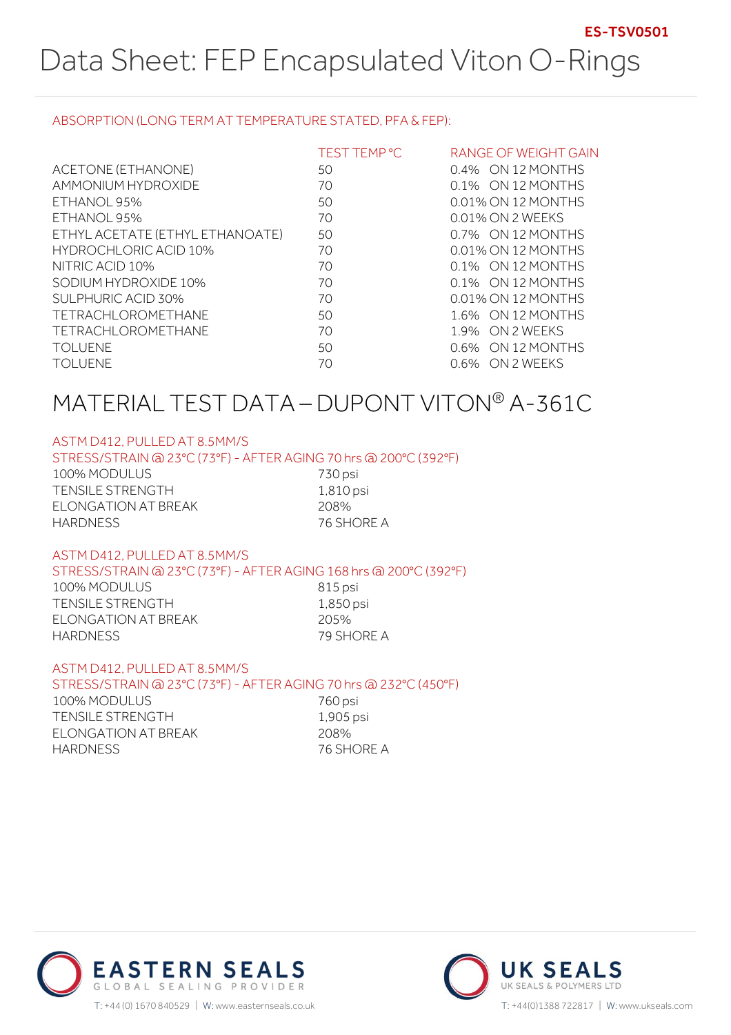ES-TSV0501

# Data Sheet: FEP Encapsulated Viton O-Rings

ABSORPTION (LONG TERM AT TEMPERATURE STATED, PFA & FEP):

| | TEST TEMP °C | RANGE OF WEIGHT GAIN |
|---|---|---|
| ACETONE (ETHANONE) | 50 | 0.4% ON 12 MONTHS |
| AMMONIUM HYDROXIDE | 70 | 0.1% ON 12 MONTHS |
| ETHANOL 95% | 50 | 0.01% ON 12 MONTHS |
| ETHANOL 95% | 70 | 0.01% ON 2 WEEKS |
| ETHYL ACETATE (ETHYL ETHANOATE) | 50 | 0.7% ON 12 MONTHS |
| HYDROCHLORIC ACID 10% | 70 | 0.01% ON 12 MONTHS |
| NITRIC ACID 10% | 70 | 0.1% ON 12 MONTHS |
| SODIUM HYDROXIDE 10% | 70 | 0.1% ON 12 MONTHS |
| SULPHURIC ACID 30% | 70 | 0.01% ON 12 MONTHS |
| TETRACHLOROMETHANE | 50 | 1.6% ON 12 MONTHS |
| TETRACHLOROMETHANE | 70 | 1.9% ON 2 WEEKS |
| TOLUENE | 50 | 0.6% ON 12 MONTHS |
| TOLUENE | 70 | 0.6% ON 2 WEEKS |

## MATERIAL TEST DATA – DUPONT VITON® A-361C

ASTM D412, PULLED AT 8.5MM/S
STRESS/STRAIN @ 23°C (73°F) - AFTER AGING 70 hrs @ 200°C (392°F)

| | |
|---|---|
| 100% MODULUS | 730 psi |
| TENSILE STRENGTH | 1,810 psi |
| ELONGATION AT BREAK | 208% |
| HARDNESS | 76 SHORE A |

ASTM D412, PULLED AT 8.5MM/S
STRESS/STRAIN @ 23°C (73°F) - AFTER AGING 168 hrs @ 200°C (392°F)

| | |
|---|---|
| 100% MODULUS | 815 psi |
| TENSILE STRENGTH | 1,850 psi |
| ELONGATION AT BREAK | 205% |
| HARDNESS | 79 SHORE A |

ASTM D412, PULLED AT 8.5MM/S
STRESS/STRAIN @ 23°C (73°F) - AFTER AGING 70 hrs @ 232°C (450°F)

| | |
|---|---|
| 100% MODULUS | 760 psi |
| TENSILE STRENGTH | 1,905 psi |
| ELONGATION AT BREAK | 208% |
| HARDNESS | 76 SHORE A |

EASTERN SEALS
GLOBAL SEALING PROVIDER
T: +44 (0) 1670 840529 | W: www.easternseals.co.uk

UK SEALS
UK SEALS & POLYMERS LTD
T: +44(0)1388 722817 | W: www.ukseals.com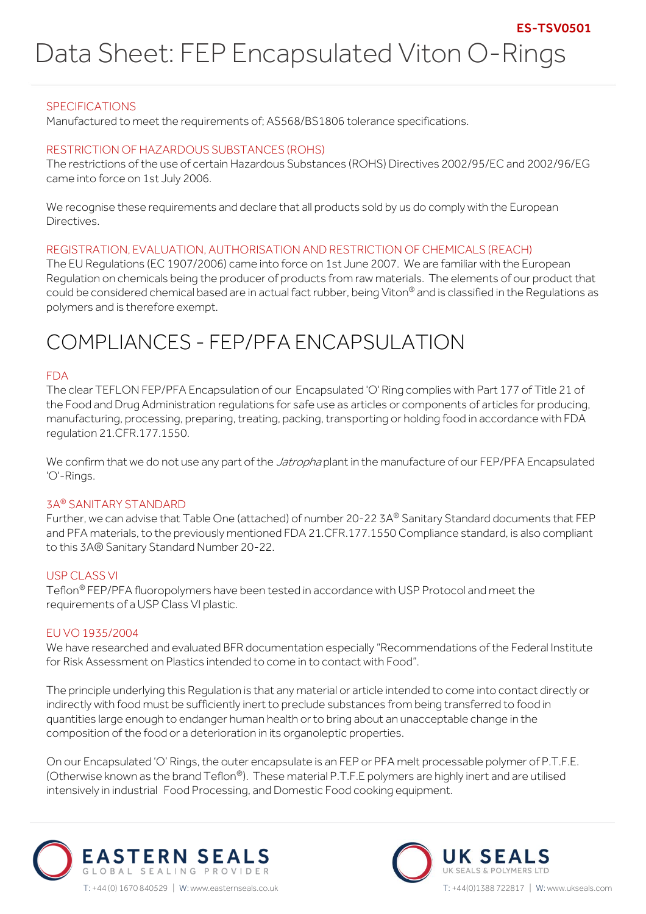ES-TSV0501

# Data Sheet: FEP Encapsulated Viton O-Rings

### SPECIFICATIONS

Manufactured to meet the requirements of; AS568/BS1806 tolerance specifications.

### RESTRICTION OF HAZARDOUS SUBSTANCES (ROHS)

The restrictions of the use of certain Hazardous Substances (ROHS) Directives 2002/95/EC and 2002/96/EG came into force on 1st July 2006.

We recognise these requirements and declare that all products sold by us do comply with the European Directives.

### REGISTRATION, EVALUATION, AUTHORISATION AND RESTRICTION OF CHEMICALS (REACH)

The EU Regulations (EC 1907/2006) came into force on 1st June 2007. We are familiar with the European Regulation on chemicals being the producer of products from raw materials. The elements of our product that could be considered chemical based are in actual fact rubber, being Viton® and is classified in the Regulations as polymers and is therefore exempt.

## COMPLIANCES - FEP/PFA ENCAPSULATION

### FDA

The clear TEFLON FEP/PFA Encapsulation of our Encapsulated 'O' Ring complies with Part 177 of Title 21 of the Food and Drug Administration regulations for safe use as articles or components of articles for producing, manufacturing, processing, preparing, treating, packing, transporting or holding food in accordance with FDA regulation 21.CFR.177.1550.

We confirm that we do not use any part of the *Jatropha* plant in the manufacture of our FEP/PFA Encapsulated 'O'-Rings.

### 3A® SANITARY STANDARD

Further, we can advise that Table One (attached) of number 20-22 3A® Sanitary Standard documents that FEP and PFA materials, to the previously mentioned FDA 21.CFR.177.1550 Compliance standard, is also compliant to this 3A® Sanitary Standard Number 20-22.

### USP CLASS VI

Teflon® FEP/PFA fluoropolymers have been tested in accordance with USP Protocol and meet the requirements of a USP Class VI plastic.

### EU VO 1935/2004

We have researched and evaluated BFR documentation especially "Recommendations of the Federal Institute for Risk Assessment on Plastics intended to come in to contact with Food".

The principle underlying this Regulation is that any material or article intended to come into contact directly or indirectly with food must be sufficiently inert to preclude substances from being transferred to food in quantities large enough to endanger human health or to bring about an unacceptable change in the composition of the food or a deterioration in its organoleptic properties.

On our Encapsulated 'O' Rings, the outer encapsulate is an FEP or PFA melt processable polymer of P.T.F.E. (Otherwise known as the brand Teflon®). These material P.T.F.E polymers are highly inert and are utilised intensively in industrial Food Processing, and Domestic Food cooking equipment.

EASTERN SEALS — GLOBAL SEALING PROVIDER
T: +44 (0) 1670 840529 | W: www.easternseals.co.uk

UK SEALS — UK SEALS & POLYMERS LTD
T: +44(0)1388 722817 | W: www.ukseals.com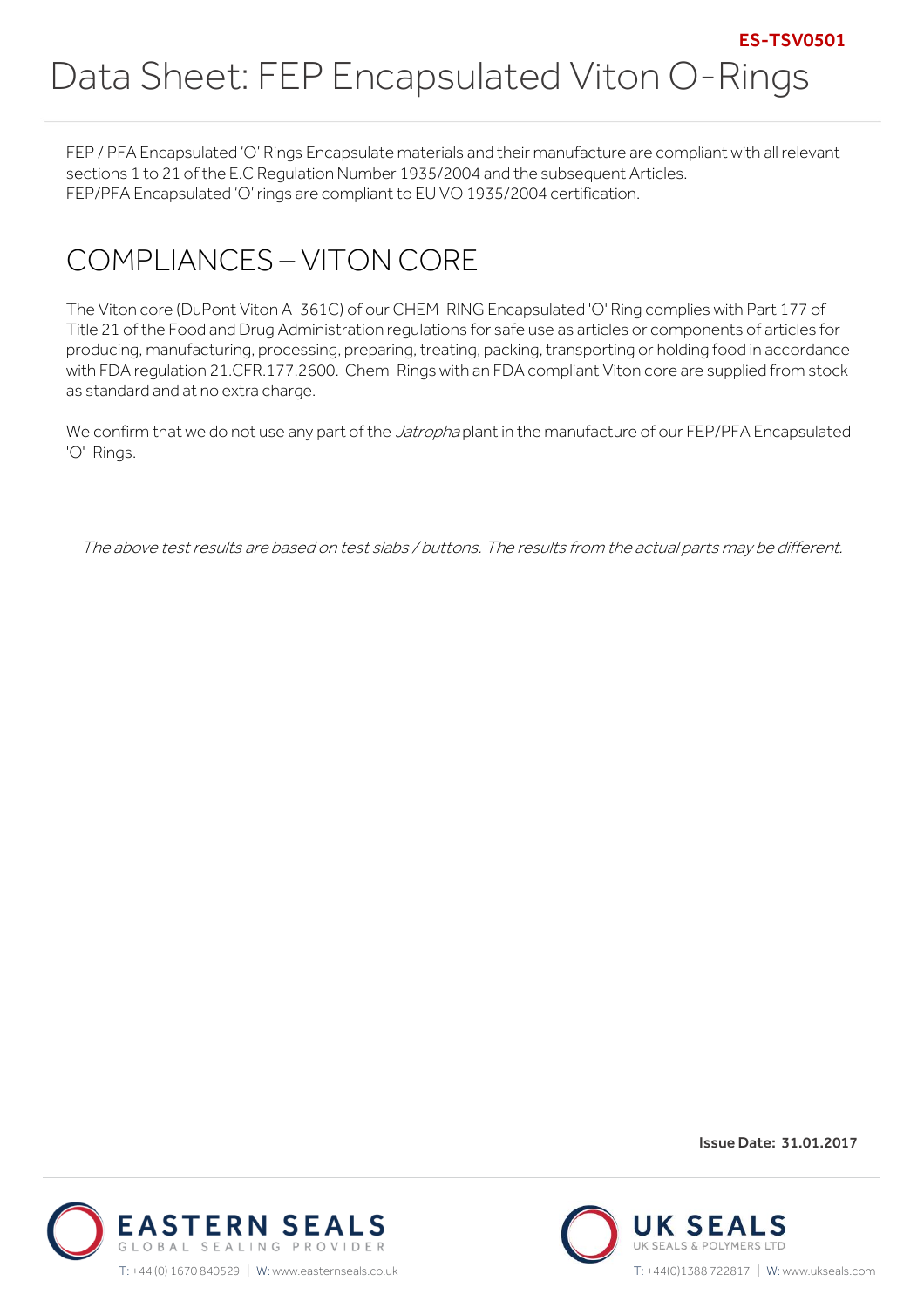ES-TSV0501

# Data Sheet: FEP Encapsulated Viton O-Rings

FEP / PFA Encapsulated 'O' Rings Encapsulate materials and their manufacture are compliant with all relevant sections 1 to 21 of the E.C Regulation Number 1935/2004 and the subsequent Articles.
FEP/PFA Encapsulated 'O' rings are compliant to EU VO 1935/2004 certification.

## COMPLIANCES – VITON CORE

The Viton core (DuPont Viton A-361C) of our CHEM-RING Encapsulated 'O' Ring complies with Part 177 of Title 21 of the Food and Drug Administration regulations for safe use as articles or components of articles for producing, manufacturing, processing, preparing, treating, packing, transporting or holding food in accordance with FDA regulation 21.CFR.177.2600. Chem-Rings with an FDA compliant Viton core are supplied from stock as standard and at no extra charge.

We confirm that we do not use any part of the *Jatropha* plant in the manufacture of our FEP/PFA Encapsulated 'O'-Rings.

*The above test results are based on test slabs / buttons. The results from the actual parts may be different.*

**Issue Date: 31.01.2017**

EASTERN SEALS
GLOBAL SEALING PROVIDER
T: +44 (0) 1670 840529 | W: www.easternseals.co.uk

UK SEALS
UK SEALS & POLYMERS LTD
T: +44(0)1388 722817 | W: www.ukseals.com